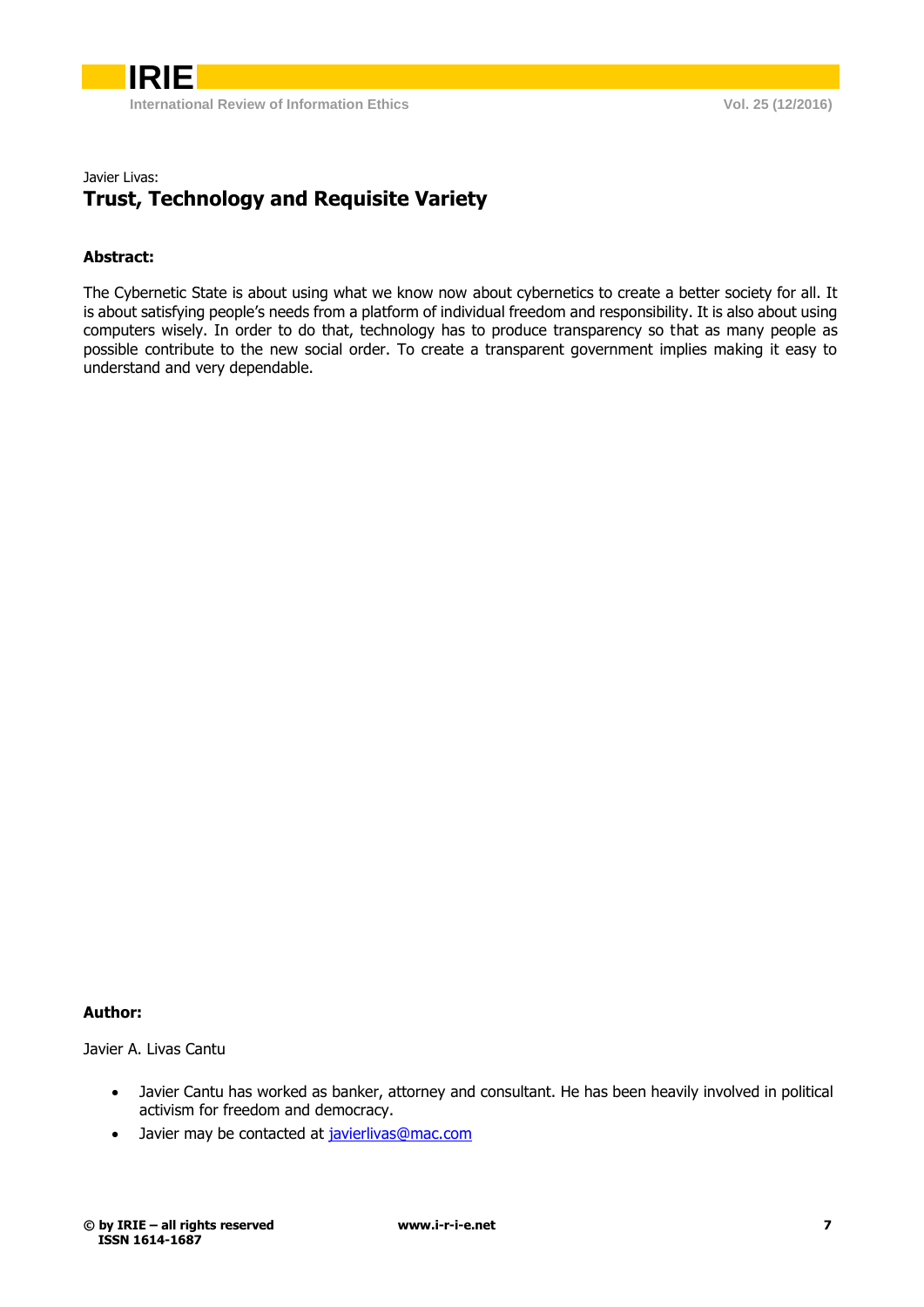Javier Livas:

# Trust, Technology and Requisite Variety

**Abstract:**

The Cybernetic State is about using what we know now about cybernetics to create a better society for all. It is about satisfying people's needs from a platform of individual freedom and responsibility. It is also about using computers wisely. In order to do that, technology has to produce transparency so that as many people as possible contribute to the new social order. To create a transparent government implies making it easy to understand and very dependable.

**Author:**

Javier A. Livas Cantu

- Javier Cantu has worked as banker, attorney and consultant. He has been heavily involved in political activism for freedom and democracy.
- Javier may be contacted at javierlivas@mac.com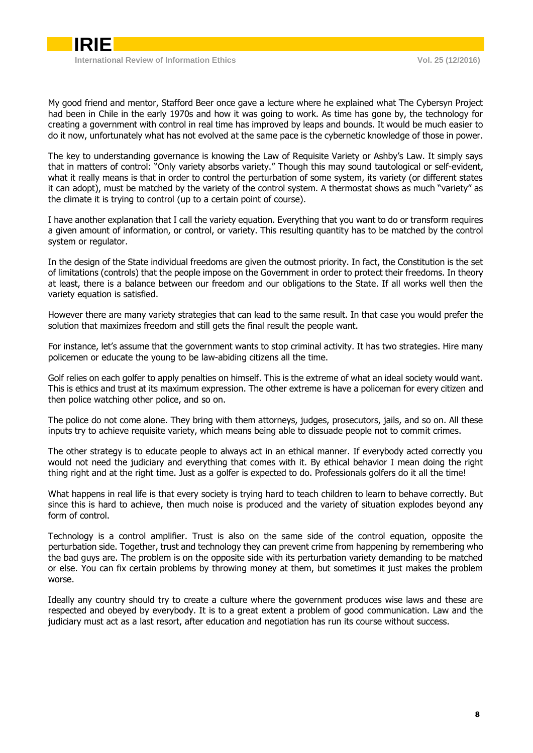My good friend and mentor, Stafford Beer once gave a lecture where he explained what The Cybersyn Project had been in Chile in the early 1970s and how it was going to work. As time has gone by, the technology for creating a government with control in real time has improved by leaps and bounds. It would be much easier to do it now, unfortunately what has not evolved at the same pace is the cybernetic knowledge of those in power.

The key to understanding governance is knowing the Law of Requisite Variety or Ashby's Law. It simply says that in matters of control: "Only variety absorbs variety." Though this may sound tautological or self-evident, what it really means is that in order to control the perturbation of some system, its variety (or different states it can adopt), must be matched by the variety of the control system. A thermostat shows as much "variety" as the climate it is trying to control (up to a certain point of course).

I have another explanation that I call the variety equation. Everything that you want to do or transform requires a given amount of information, or control, or variety. This resulting quantity has to be matched by the control system or regulator.

In the design of the State individual freedoms are given the outmost priority. In fact, the Constitution is the set of limitations (controls) that the people impose on the Government in order to protect their freedoms. In theory at least, there is a balance between our freedom and our obligations to the State. If all works well then the variety equation is satisfied.

However there are many variety strategies that can lead to the same result. In that case you would prefer the solution that maximizes freedom and still gets the final result the people want.

For instance, let's assume that the government wants to stop criminal activity. It has two strategies. Hire many policemen or educate the young to be law-abiding citizens all the time.

Golf relies on each golfer to apply penalties on himself. This is the extreme of what an ideal society would want. This is ethics and trust at its maximum expression. The other extreme is have a policeman for every citizen and then police watching other police, and so on.

The police do not come alone. They bring with them attorneys, judges, prosecutors, jails, and so on. All these inputs try to achieve requisite variety, which means being able to dissuade people not to commit crimes.

The other strategy is to educate people to always act in an ethical manner. If everybody acted correctly you would not need the judiciary and everything that comes with it. By ethical behavior I mean doing the right thing right and at the right time. Just as a golfer is expected to do. Professionals golfers do it all the time!

What happens in real life is that every society is trying hard to teach children to learn to behave correctly. But since this is hard to achieve, then much noise is produced and the variety of situation explodes beyond any form of control.

Technology is a control amplifier. Trust is also on the same side of the control equation, opposite the perturbation side. Together, trust and technology they can prevent crime from happening by remembering who the bad guys are. The problem is on the opposite side with its perturbation variety demanding to be matched or else. You can fix certain problems by throwing money at them, but sometimes it just makes the problem worse.

Ideally any country should try to create a culture where the government produces wise laws and these are respected and obeyed by everybody. It is to a great extent a problem of good communication. Law and the judiciary must act as a last resort, after education and negotiation has run its course without success.